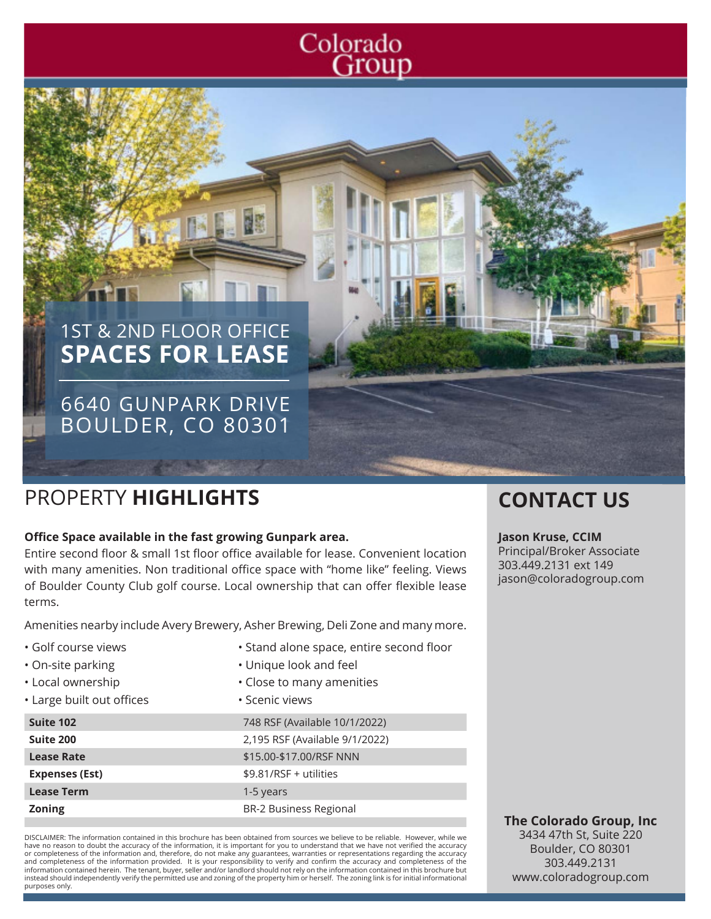Colorado Group

# 1ST & 2ND FLOOR OFFICE **SPACES FOR LEASE**

6640 GUNPARK DRIVE
BOULDER, CO 80301

## PROPERTY **HIGHLIGHTS**

**Office Space available in the fast growing Gunpark area.**

Entire second floor & small 1st floor office available for lease. Convenient location with many amenities. Non traditional office space with "home like" feeling. Views of Boulder County Club golf course. Local ownership that can offer flexible lease terms.

Amenities nearby include Avery Brewery, Asher Brewing, Deli Zone and many more.

- Golf course views
- On-site parking
- Local ownership
- Large built out offices
- Stand alone space, entire second floor
- Unique look and feel
- Close to many amenities
- Scenic views

| | |
|---|---|
| **Suite 102** | 748 RSF (Available 10/1/2022) |
| **Suite 200** | 2,195 RSF (Available 9/1/2022) |
| **Lease Rate** | $15.00-$17.00/RSF NNN |
| **Expenses (Est)** | $9.81/RSF + utilities |
| **Lease Term** | 1-5 years |
| **Zoning** | BR-2 Business Regional |

DISCLAIMER: The information contained in this brochure has been obtained from sources we believe to be reliable. However, while we have no reason to doubt the accuracy of the information, it is important for you to understand that we have not verified the accuracy or completeness of the information and, therefore, do not make any guarantees, warranties or representations regarding the accuracy and completeness of the information provided. It is your responsibility to verify and confirm the accuracy and completeness of the information contained herein. The tenant, buyer, seller and/or landlord should not rely on the information contained in this brochure but instead should independently verify the permitted use and zoning of the property him or herself. The zoning link is for initial informational purposes only.

## CONTACT US

**Jason Kruse, CCIM**
Principal/Broker Associate
303.449.2131 ext 149
jason@coloradogroup.com

**The Colorado Group, Inc**
3434 47th St, Suite 220
Boulder, CO 80301
303.449.2131
www.coloradogroup.com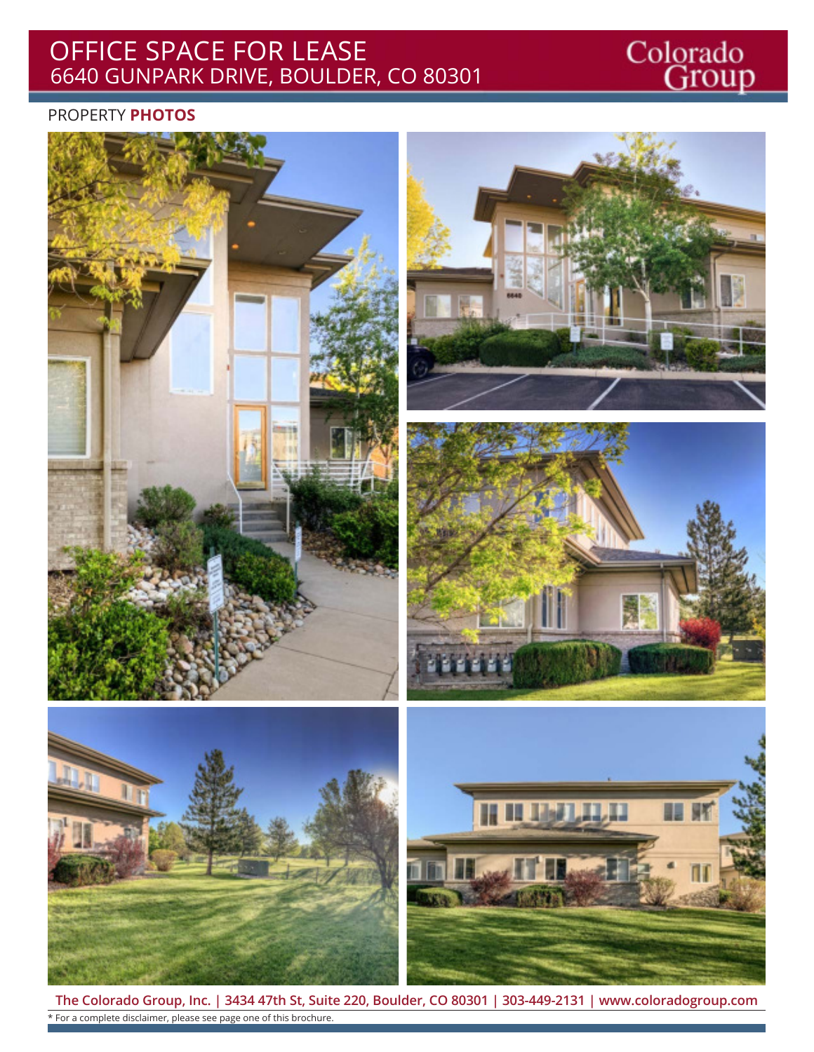# OFFICE SPACE FOR LEASE
## 6640 GUNPARK DRIVE, BOULDER, CO 80301

Colorado Group

PROPERTY **PHOTOS**

**The Colorado Group, Inc. | 3434 47th St, Suite 220, Boulder, CO 80301 | 303-449-2131 | www.coloradogroup.com**

* For a complete disclaimer, please see page one of this brochure.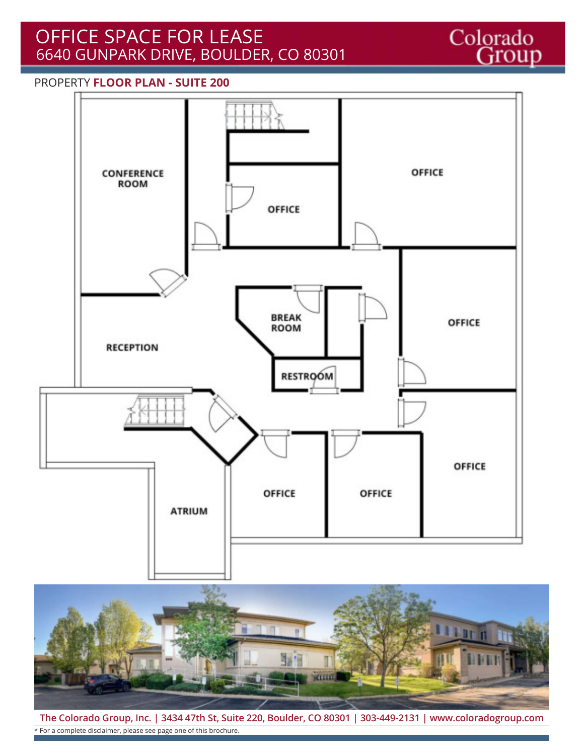# OFFICE SPACE FOR LEASE
## 6640 GUNPARK DRIVE, BOULDER, CO 80301

PROPERTY **FLOOR PLAN - SUITE 200**

CONFERENCE ROOM

OFFICE

OFFICE

BREAK ROOM

OFFICE

RECEPTION

RESTROOM

OFFICE

OFFICE

OFFICE

ATRIUM

**The Colorado Group, Inc. | 3434 47th St, Suite 220, Boulder, CO 80301 | 303-449-2131 | www.coloradogroup.com**

* For a complete disclaimer, please see page one of this brochure.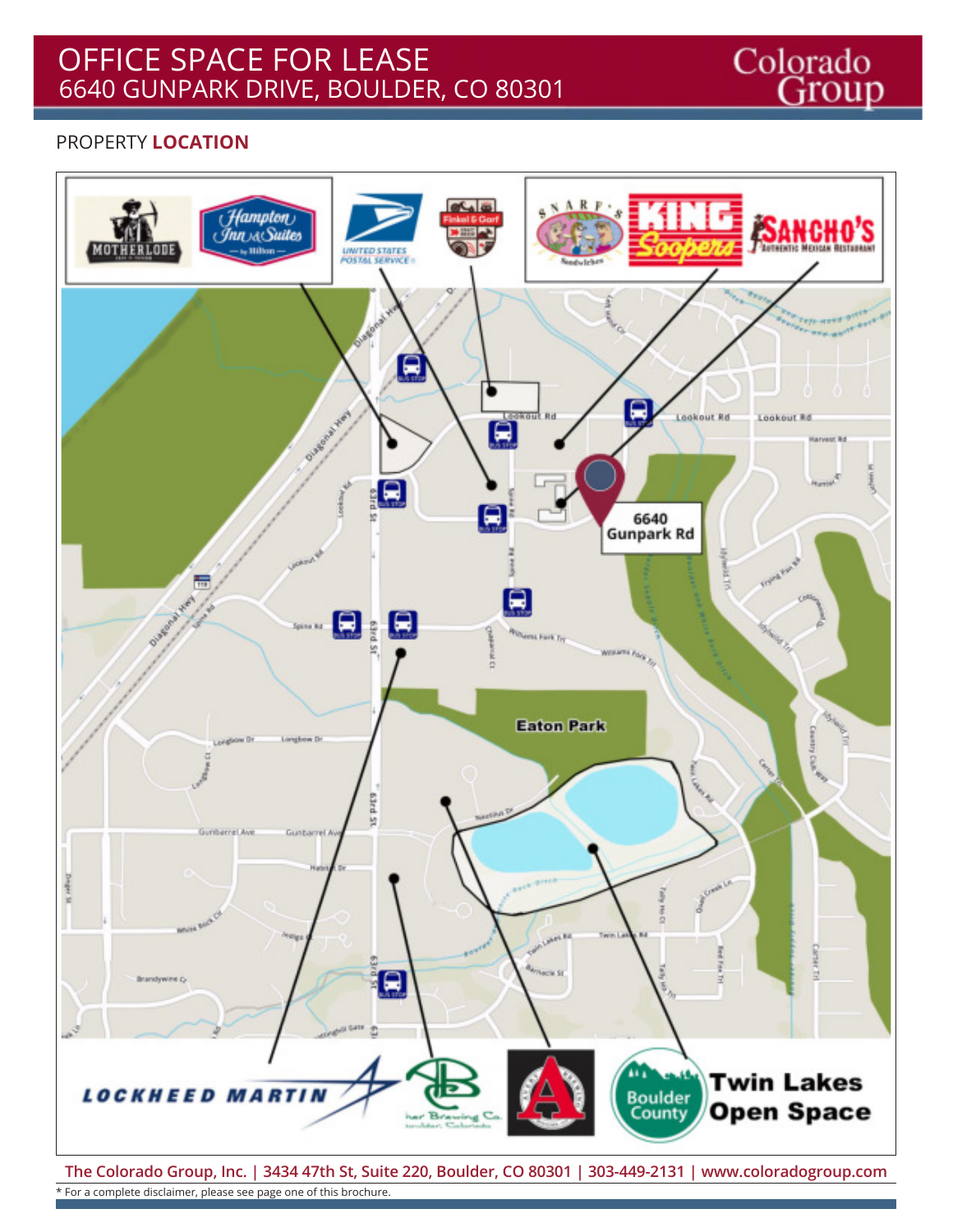# OFFICE SPACE FOR LEASE
## 6640 GUNPARK DRIVE, BOULDER, CO 80301

Colorado Group

PROPERTY **LOCATION**

MOTHERLODE

Hampton Inn & Suites by Hilton

UNITED STATES POSTAL SERVICE

Finkel & Garf

SNARF'S Sandwiches

KING Soopers

SANCHO'S Authentic Mexican Restaurant

6640 Gunpark Rd

Eaton Park

LOCKHEED MARTIN

Brewing Co. Boulder, Colorado

Boulder County

Twin Lakes Open Space

**The Colorado Group, Inc. | 3434 47th St, Suite 220, Boulder, CO 80301 | 303-449-2131 | www.coloradogroup.com**

* For a complete disclaimer, please see page one of this brochure.